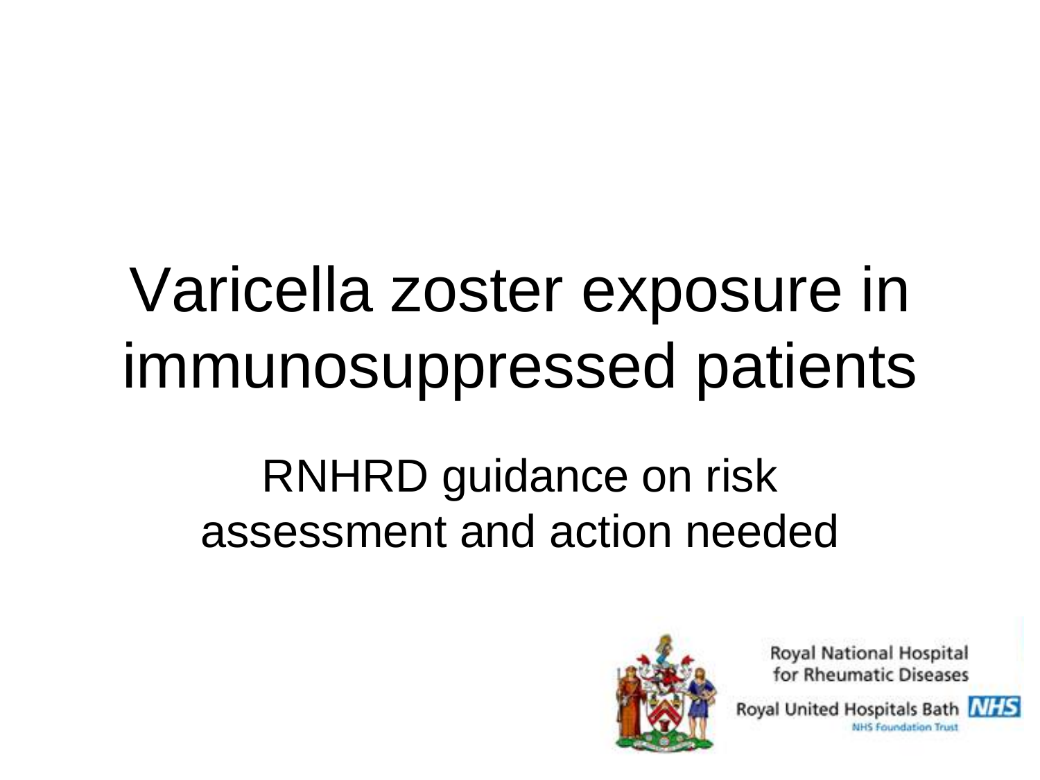# Varicella zoster exposure in immunosuppressed patients

## RNHRD guidance on risk assessment and action needed

Royal National Hospital for Rheumatic Diseases

Royal United Hospitals Bath NHS

NHS Foundation Trust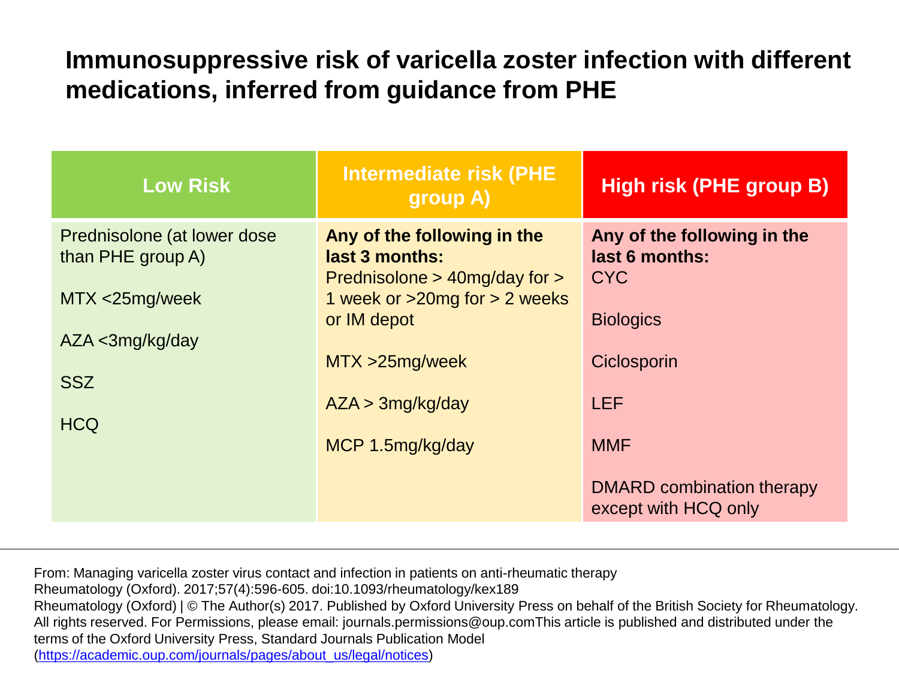# Immunosuppressive risk of varicella zoster infection with different medications, inferred from guidance from PHE

| Low Risk | Intermediate risk (PHE group A) | High risk (PHE group B) |
|---|---|---|
| Prednisolone (at lower dose than PHE group A)<br><br>MTX <25mg/week<br><br>AZA <3mg/kg/day<br><br>SSZ<br><br>HCQ | **Any of the following in the last 3 months:**<br>Prednisolone > 40mg/day for > 1 week or >20mg for > 2 weeks or IM depot<br><br>MTX >25mg/week<br><br>AZA > 3mg/kg/day<br><br>MCP 1.5mg/kg/day | **Any of the following in the last 6 months:**<br>CYC<br><br>Biologics<br><br>Ciclosporin<br><br>LEF<br><br>MMF<br><br>DMARD combination therapy except with HCQ only |

From: Managing varicella zoster virus contact and infection in patients on anti-rheumatic therapy
Rheumatology (Oxford). 2017;57(4):596-605. doi:10.1093/rheumatology/kex189
Rheumatology (Oxford) | © The Author(s) 2017. Published by Oxford University Press on behalf of the British Society for Rheumatology. All rights reserved. For Permissions, please email: journals.permissions@oup.comThis article is published and distributed under the terms of the Oxford University Press, Standard Journals Publication Model
(https://academic.oup.com/journals/pages/about_us/legal/notices)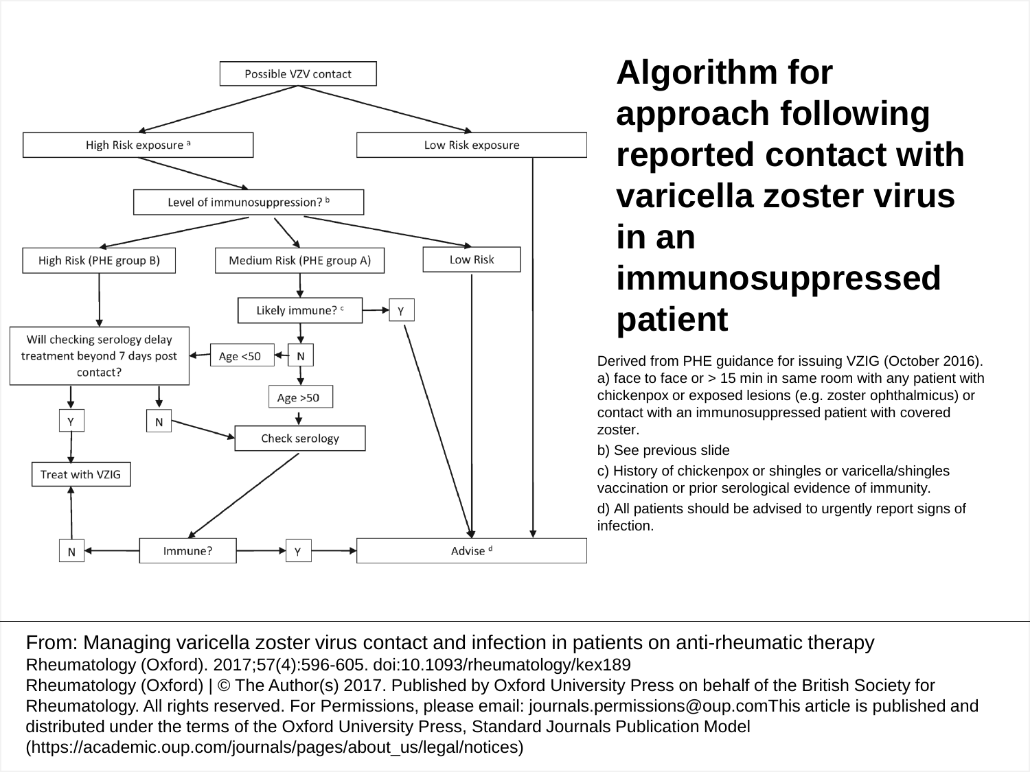# Algorithm for approach following reported contact with varicella zoster virus in an immunosuppressed patient

- Possible VZV contact
  - High Risk exposure [a] → Level of immunosuppression? [b]
    - High Risk (PHE group B) → Will checking serology delay treatment beyond 7 days post contact?
      - Y → Treat with VZIG
      - N → Check serology
    - Medium Risk (PHE group A) → Likely immune? [c]
      - Y → Advise [d]
      - N
        - Age <50 → Will checking serology delay treatment beyond 7 days post contact?
        - Age >50 → Check serology
    - Low Risk → Advise [d]
  - Low Risk exposure → Advise [d]
- Check serology → Immune?
  - N → Treat with VZIG
  - Y → Advise [d]

Derived from PHE guidance for issuing VZIG (October 2016).

a) face to face or > 15 min in same room with any patient with chickenpox or exposed lesions (e.g. zoster ophthalmicus) or contact with an immunosuppressed patient with covered zoster.

b) See previous slide

c) History of chickenpox or shingles or varicella/shingles vaccination or prior serological evidence of immunity.

d) All patients should be advised to urgently report signs of infection.

From: Managing varicella zoster virus contact and infection in patients on anti-rheumatic therapy
Rheumatology (Oxford). 2017;57(4):596-605. doi:10.1093/rheumatology/kex189
Rheumatology (Oxford) | © The Author(s) 2017. Published by Oxford University Press on behalf of the British Society for Rheumatology. All rights reserved. For Permissions, please email: journals.permissions@oup.comThis article is published and distributed under the terms of the Oxford University Press, Standard Journals Publication Model (https://academic.oup.com/journals/pages/about_us/legal/notices)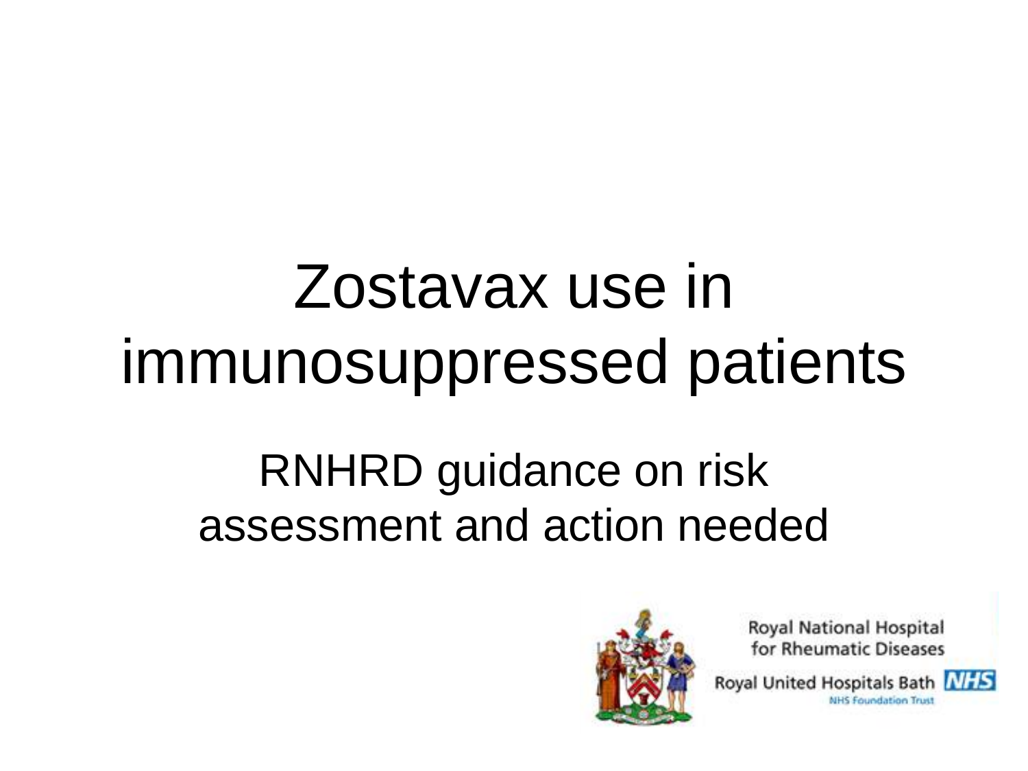# Zostavax use in immunosuppressed patients

## RNHRD guidance on risk assessment and action needed

Royal National Hospital for Rheumatic Diseases

Royal United Hospitals Bath NHS Foundation Trust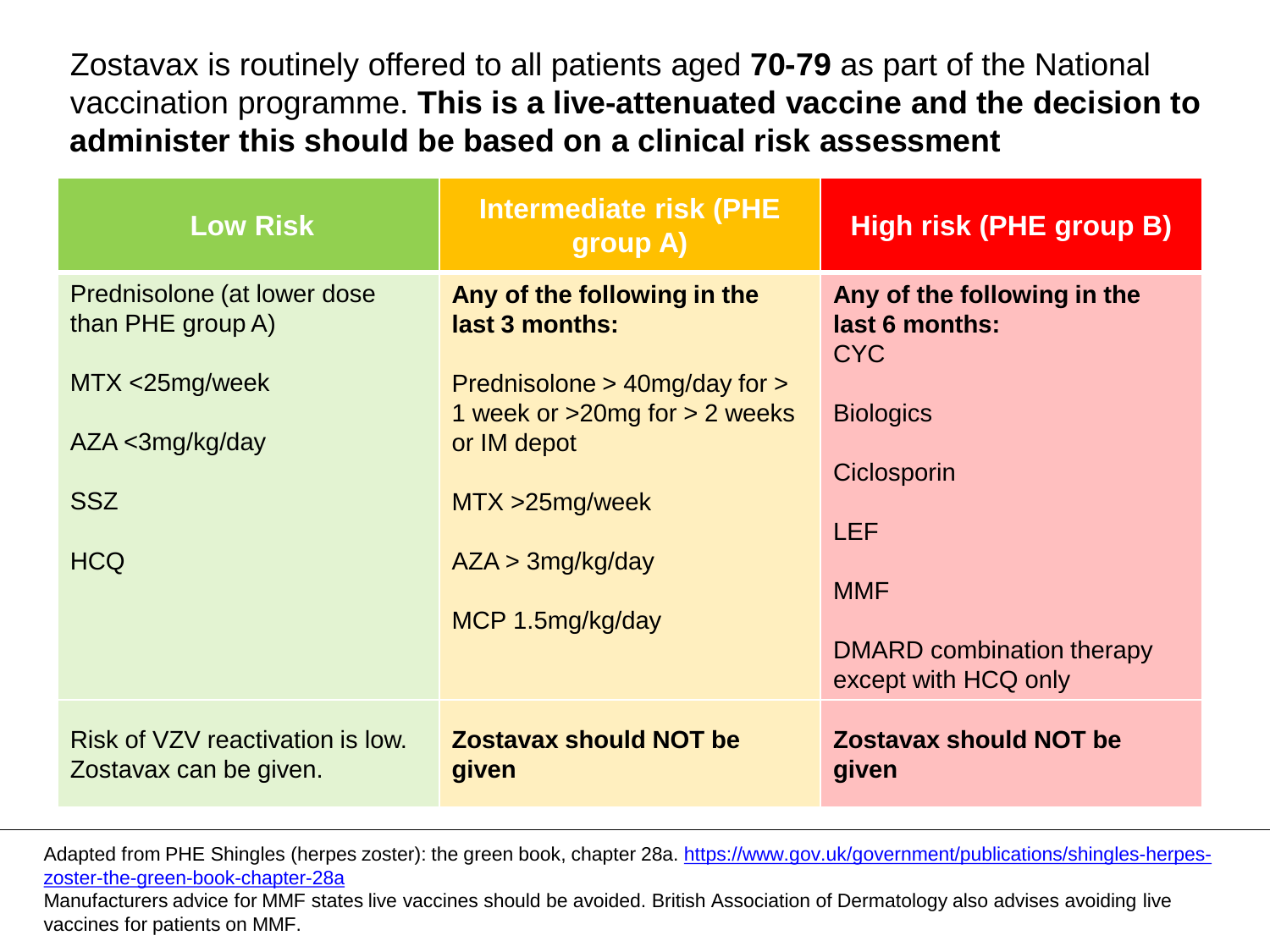Zostavax is routinely offered to all patients aged **70-79** as part of the National vaccination programme. **This is a live-attenuated vaccine and the decision to administer this should be based on a clinical risk assessment**

| Low Risk | Intermediate risk (PHE group A) | High risk (PHE group B) |
|---|---|---|
| Prednisolone (at lower dose than PHE group A)<br><br>MTX <25mg/week<br><br>AZA <3mg/kg/day<br><br>SSZ<br><br>HCQ | **Any of the following in the last 3 months:**<br><br>Prednisolone > 40mg/day for > 1 week or >20mg for > 2 weeks or IM depot<br><br>MTX >25mg/week<br><br>AZA > 3mg/kg/day<br><br>MCP 1.5mg/kg/day | **Any of the following in the last 6 months:**<br>CYC<br><br>Biologics<br><br>Ciclosporin<br><br>LEF<br><br>MMF<br><br>DMARD combination therapy except with HCQ only |
| Risk of VZV reactivation is low. Zostavax can be given. | **Zostavax should NOT be given** | **Zostavax should NOT be given** |

Adapted from PHE Shingles (herpes zoster): the green book, chapter 28a. https://www.gov.uk/government/publications/shingles-herpes-zoster-the-green-book-chapter-28a

Manufacturers advice for MMF states live vaccines should be avoided. British Association of Dermatology also advises avoiding live vaccines for patients on MMF.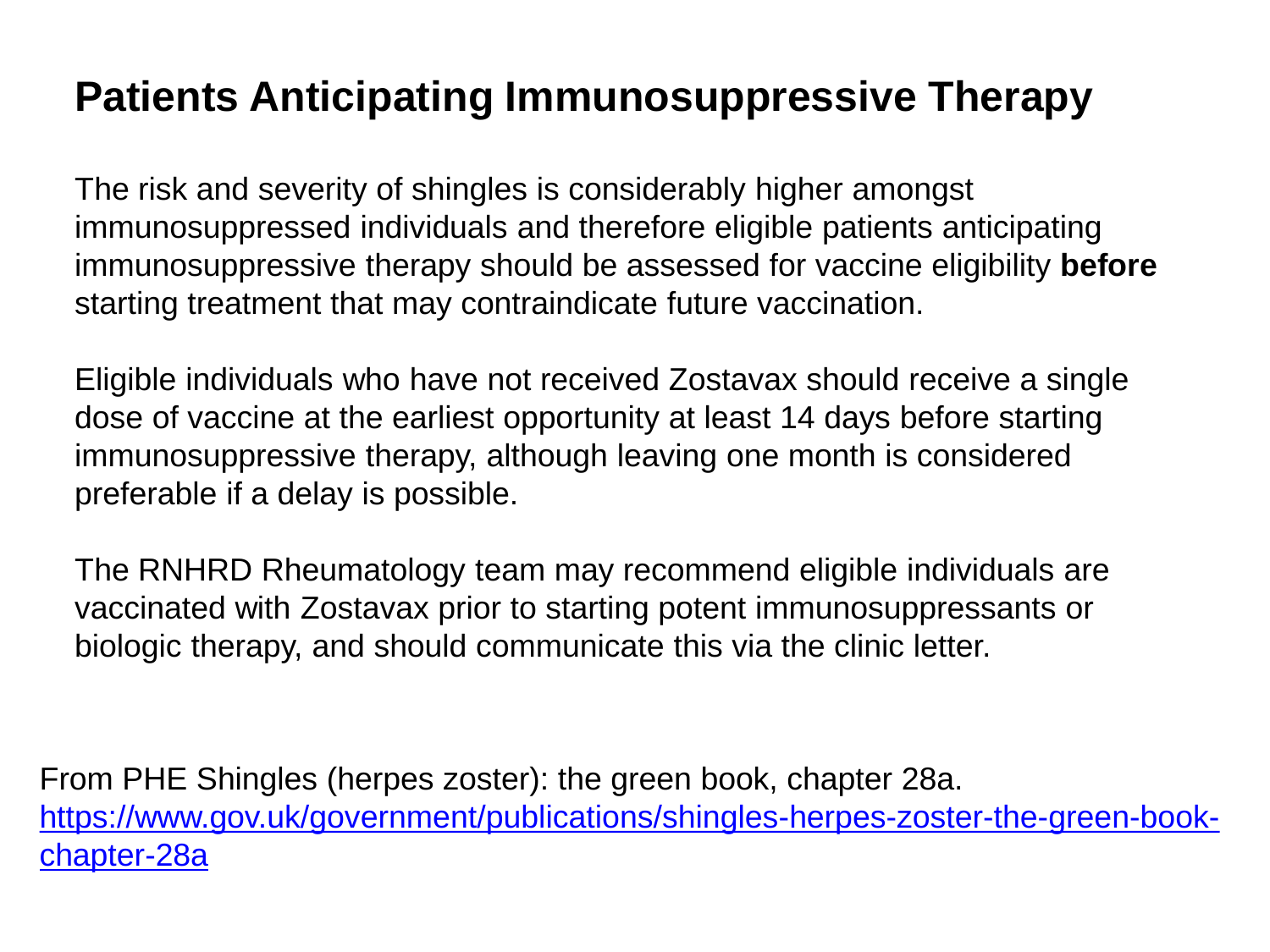# Patients Anticipating Immunosuppressive Therapy

The risk and severity of shingles is considerably higher amongst immunosuppressed individuals and therefore eligible patients anticipating immunosuppressive therapy should be assessed for vaccine eligibility **before** starting treatment that may contraindicate future vaccination.

Eligible individuals who have not received Zostavax should receive a single dose of vaccine at the earliest opportunity at least 14 days before starting immunosuppressive therapy, although leaving one month is considered preferable if a delay is possible.

The RNHRD Rheumatology team may recommend eligible individuals are vaccinated with Zostavax prior to starting potent immunosuppressants or biologic therapy, and should communicate this via the clinic letter.

From PHE Shingles (herpes zoster): the green book, chapter 28a.
[https://www.gov.uk/government/publications/shingles-herpes-zoster-the-green-book-chapter-28a](https://www.gov.uk/government/publications/shingles-herpes-zoster-the-green-book-chapter-28a)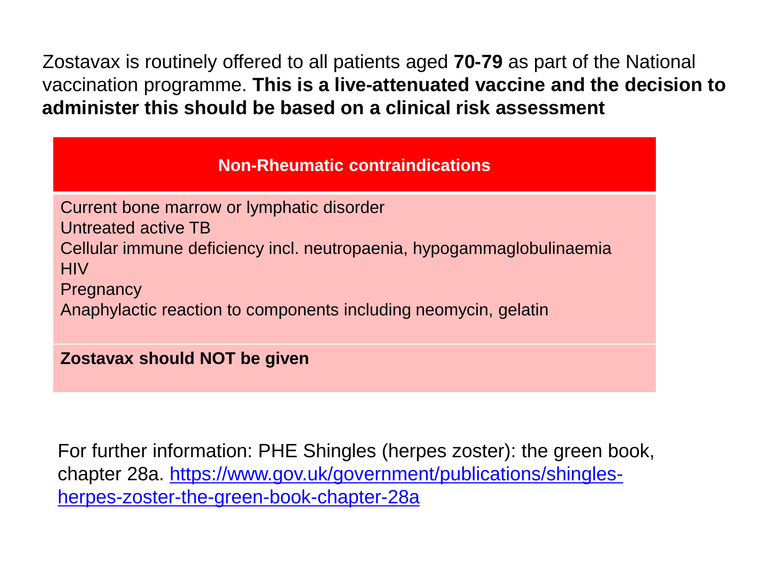Zostavax is routinely offered to all patients aged **70-79** as part of the National vaccination programme. **This is a live-attenuated vaccine and the decision to administer this should be based on a clinical risk assessment**

| **Non-Rheumatic contraindications** |
| --- |
| Current bone marrow or lymphatic disorder<br>Untreated active TB<br>Cellular immune deficiency incl. neutropaenia, hypogammaglobulinaemia<br>HIV<br>Pregnancy<br>Anaphylactic reaction to components including neomycin, gelatin |
| **Zostavax should NOT be given** |

For further information: PHE Shingles (herpes zoster): the green book, chapter 28a. [https://www.gov.uk/government/publications/shingles-herpes-zoster-the-green-book-chapter-28a](https://www.gov.uk/government/publications/shingles-herpes-zoster-the-green-book-chapter-28a)